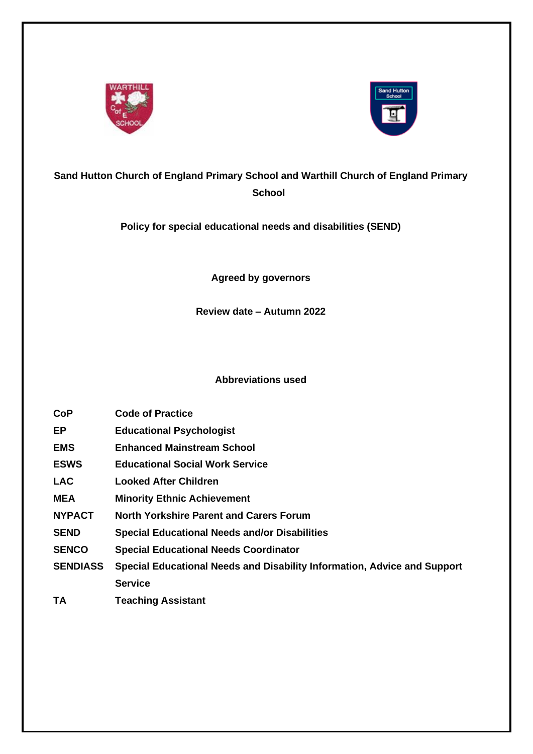# Sand Hutton Church of England Primary School and Warthill Church of England Primary School

## Policy for special educational needs and disabilities (SEND)

**Agreed by governors**

**Review date – Autumn 2022**

### Abbreviations used

| Abbreviation | Meaning |
| --- | --- |
| **CoP** | **Code of Practice** |
| **EP** | **Educational Psychologist** |
| **EMS** | **Enhanced Mainstream School** |
| **ESWS** | **Educational Social Work Service** |
| **LAC** | **Looked After Children** |
| **MEA** | **Minority Ethnic Achievement** |
| **NYPACT** | **North Yorkshire Parent and Carers Forum** |
| **SEND** | **Special Educational Needs and/or Disabilities** |
| **SENCO** | **Special Educational Needs Coordinator** |
| **SENDIASS** | **Special Educational Needs and Disability Information, Advice and Support Service** |
| **TA** | **Teaching Assistant** |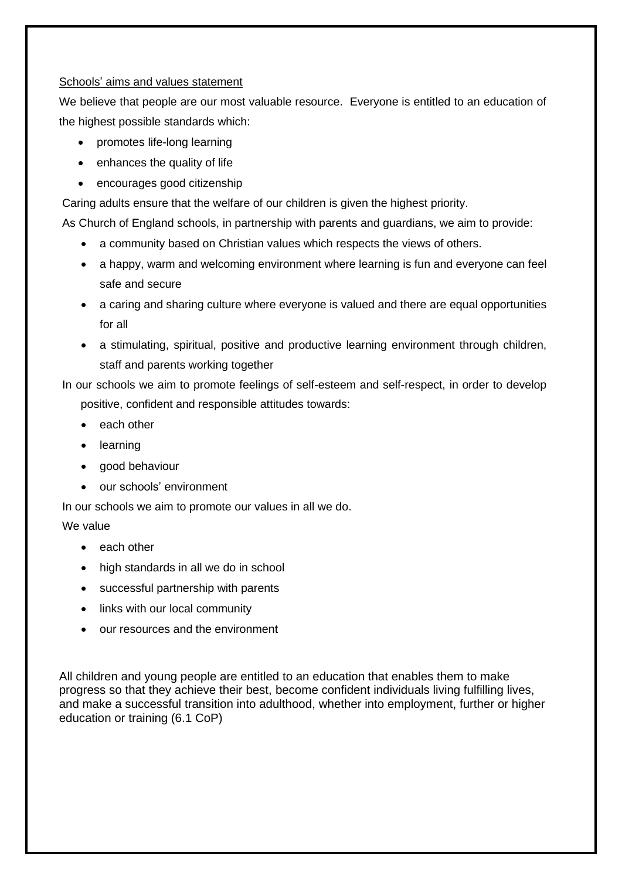<u>Schools' aims and values statement</u>

We believe that people are our most valuable resource. Everyone is entitled to an education of the highest possible standards which:

- promotes life-long learning
- enhances the quality of life
- encourages good citizenship

Caring adults ensure that the welfare of our children is given the highest priority.

As Church of England schools, in partnership with parents and guardians, we aim to provide:

- a community based on Christian values which respects the views of others.
- a happy, warm and welcoming environment where learning is fun and everyone can feel safe and secure
- a caring and sharing culture where everyone is valued and there are equal opportunities for all
- a stimulating, spiritual, positive and productive learning environment through children, staff and parents working together

In our schools we aim to promote feelings of self-esteem and self-respect, in order to develop positive, confident and responsible attitudes towards:

- each other
- learning
- good behaviour
- our schools' environment

In our schools we aim to promote our values in all we do.

We value

- each other
- high standards in all we do in school
- successful partnership with parents
- links with our local community
- our resources and the environment

All children and young people are entitled to an education that enables them to make progress so that they achieve their best, become confident individuals living fulfilling lives, and make a successful transition into adulthood, whether into employment, further or higher education or training (6.1 CoP)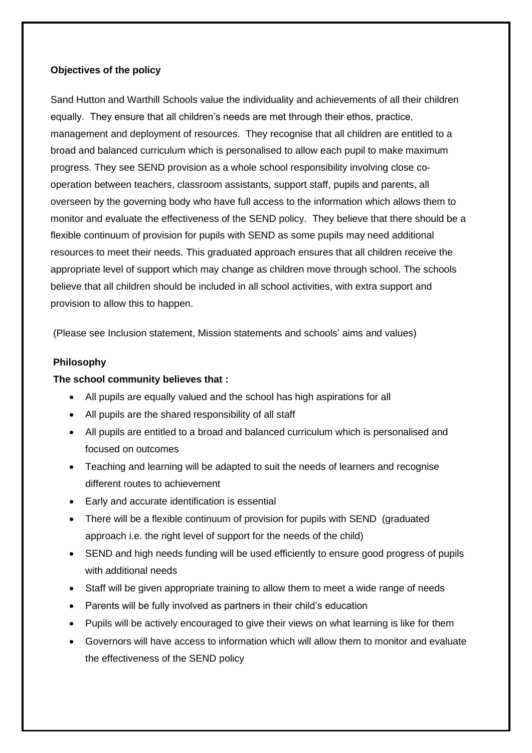**Objectives of the policy**

Sand Hutton and Warthill Schools value the individuality and achievements of all their children equally. They ensure that all children's needs are met through their ethos, practice, management and deployment of resources. They recognise that all children are entitled to a broad and balanced curriculum which is personalised to allow each pupil to make maximum progress. They see SEND provision as a whole school responsibility involving close co-operation between teachers, classroom assistants, support staff, pupils and parents, all overseen by the governing body who have full access to the information which allows them to monitor and evaluate the effectiveness of the SEND policy. They believe that there should be a flexible continuum of provision for pupils with SEND as some pupils may need additional resources to meet their needs. This graduated approach ensures that all children receive the appropriate level of support which may change as children move through school. The schools believe that all children should be included in all school activities, with extra support and provision to allow this to happen.

(Please see Inclusion statement, Mission statements and schools' aims and values)

**Philosophy**

**The school community believes that :**

- All pupils are equally valued and the school has high aspirations for all
- All pupils are the shared responsibility of all staff
- All pupils are entitled to a broad and balanced curriculum which is personalised and focused on outcomes
- Teaching and learning will be adapted to suit the needs of learners and recognise different routes to achievement
- Early and accurate identification is essential
- There will be a flexible continuum of provision for pupils with SEND (graduated approach i.e. the right level of support for the needs of the child)
- SEND and high needs funding will be used efficiently to ensure good progress of pupils with additional needs
- Staff will be given appropriate training to allow them to meet a wide range of needs
- Parents will be fully involved as partners in their child's education
- Pupils will be actively encouraged to give their views on what learning is like for them
- Governors will have access to information which will allow them to monitor and evaluate the effectiveness of the SEND policy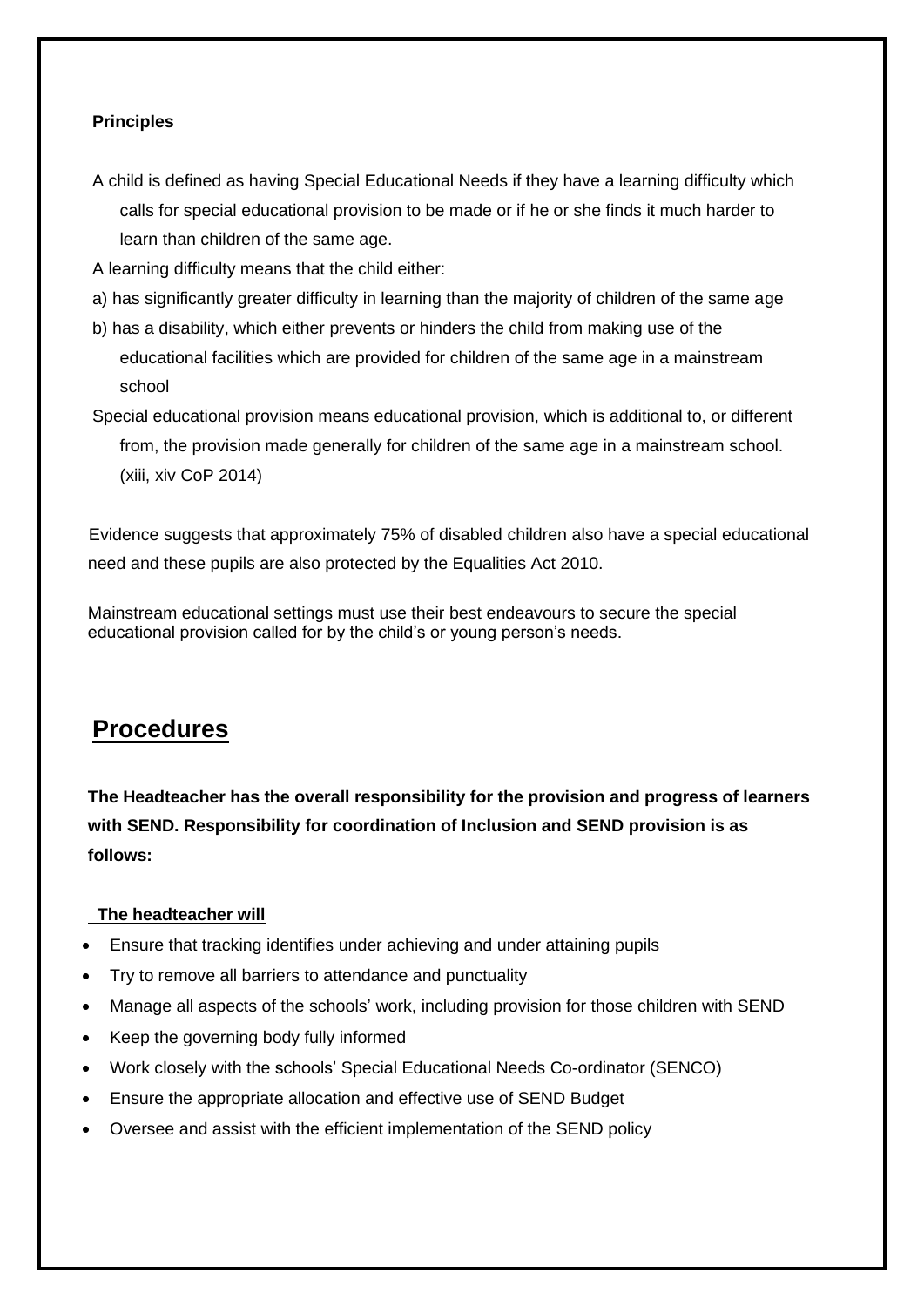**Principles**

A child is defined as having Special Educational Needs if they have a learning difficulty which calls for special educational provision to be made or if he or she finds it much harder to learn than children of the same age.

A learning difficulty means that the child either:

a) has significantly greater difficulty in learning than the majority of children of the same age

b) has a disability, which either prevents or hinders the child from making use of the educational facilities which are provided for children of the same age in a mainstream school

Special educational provision means educational provision, which is additional to, or different from, the provision made generally for children of the same age in a mainstream school. (xiii, xiv CoP 2014)

Evidence suggests that approximately 75% of disabled children also have a special educational need and these pupils are also protected by the Equalities Act 2010.

Mainstream educational settings must use their best endeavours to secure the special educational provision called for by the child's or young person's needs.

## Procedures

**The Headteacher has the overall responsibility for the provision and progress of learners with SEND. Responsibility for coordination of Inclusion and SEND provision is as follows:**

**The headteacher will**

- Ensure that tracking identifies under achieving and under attaining pupils
- Try to remove all barriers to attendance and punctuality
- Manage all aspects of the schools' work, including provision for those children with SEND
- Keep the governing body fully informed
- Work closely with the schools' Special Educational Needs Co-ordinator (SENCO)
- Ensure the appropriate allocation and effective use of SEND Budget
- Oversee and assist with the efficient implementation of the SEND policy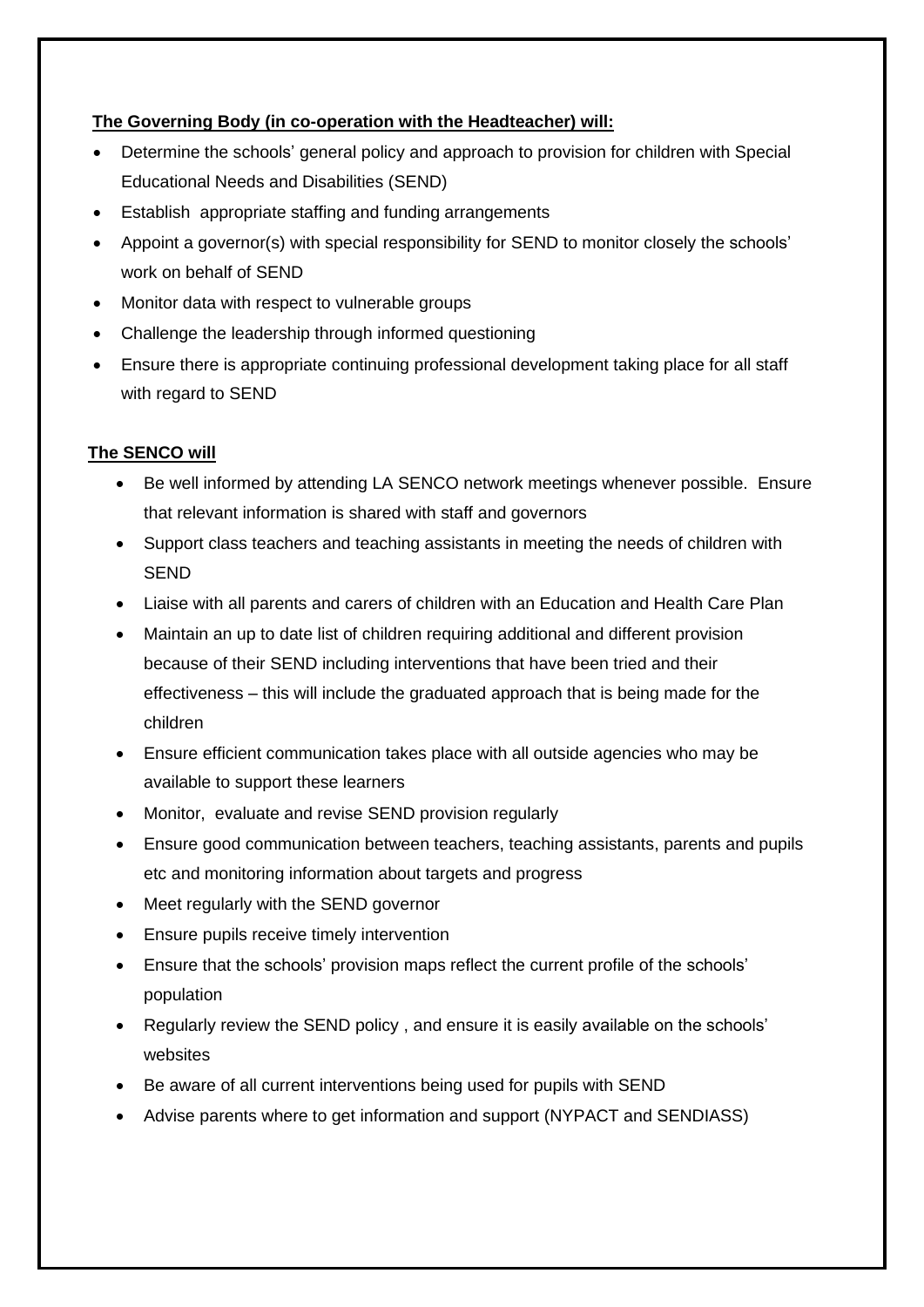**The Governing Body (in co-operation with the Headteacher) will:**

- Determine the schools' general policy and approach to provision for children with Special Educational Needs and Disabilities (SEND)
- Establish appropriate staffing and funding arrangements
- Appoint a governor(s) with special responsibility for SEND to monitor closely the schools' work on behalf of SEND
- Monitor data with respect to vulnerable groups
- Challenge the leadership through informed questioning
- Ensure there is appropriate continuing professional development taking place for all staff with regard to SEND

**The SENCO will**

- Be well informed by attending LA SENCO network meetings whenever possible. Ensure that relevant information is shared with staff and governors
- Support class teachers and teaching assistants in meeting the needs of children with SEND
- Liaise with all parents and carers of children with an Education and Health Care Plan
- Maintain an up to date list of children requiring additional and different provision because of their SEND including interventions that have been tried and their effectiveness – this will include the graduated approach that is being made for the children
- Ensure efficient communication takes place with all outside agencies who may be available to support these learners
- Monitor, evaluate and revise SEND provision regularly
- Ensure good communication between teachers, teaching assistants, parents and pupils etc and monitoring information about targets and progress
- Meet regularly with the SEND governor
- Ensure pupils receive timely intervention
- Ensure that the schools' provision maps reflect the current profile of the schools' population
- Regularly review the SEND policy , and ensure it is easily available on the schools' websites
- Be aware of all current interventions being used for pupils with SEND
- Advise parents where to get information and support (NYPACT and SENDIASS)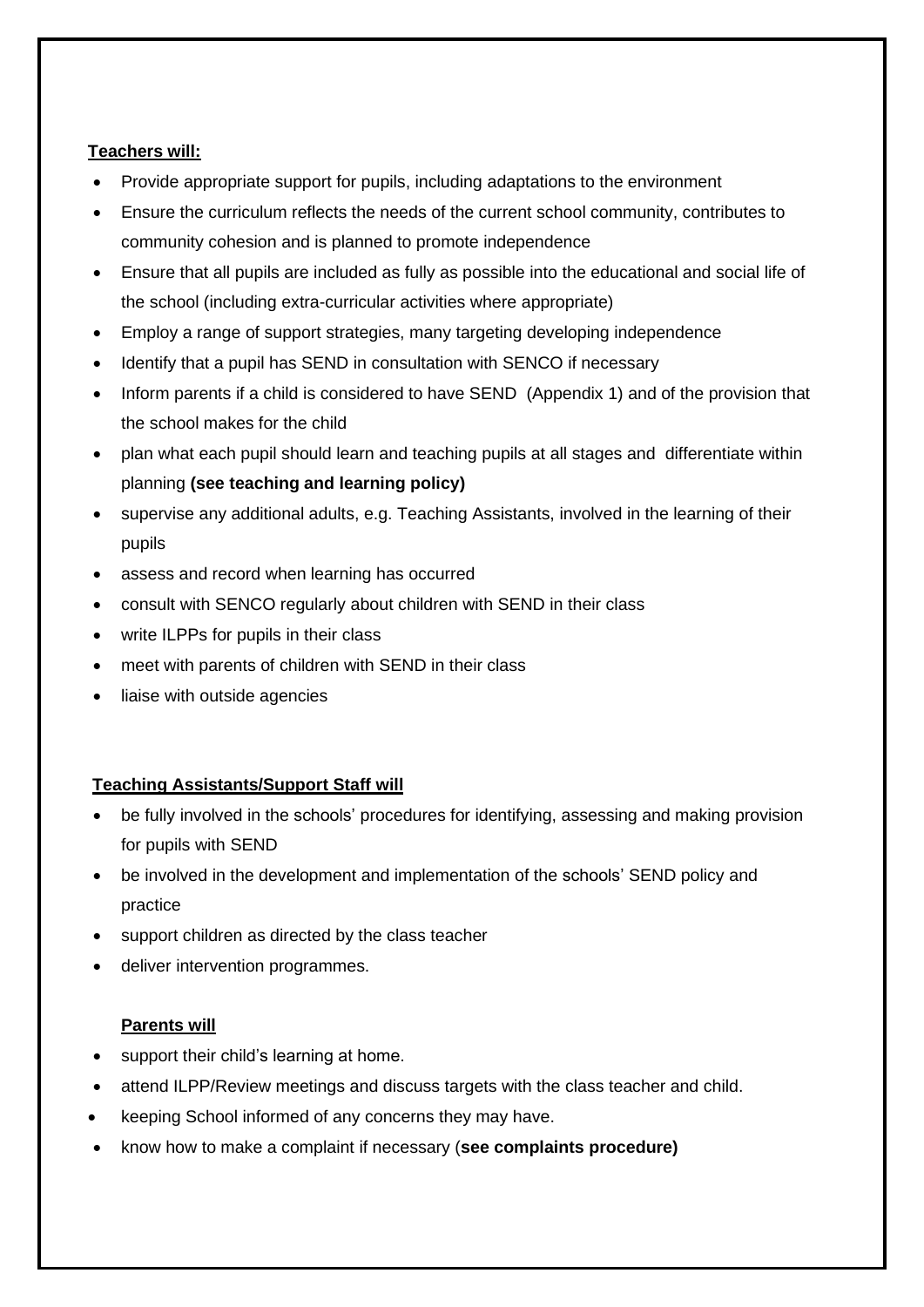**Teachers will:**

- Provide appropriate support for pupils, including adaptations to the environment
- Ensure the curriculum reflects the needs of the current school community, contributes to community cohesion and is planned to promote independence
- Ensure that all pupils are included as fully as possible into the educational and social life of the school (including extra-curricular activities where appropriate)
- Employ a range of support strategies, many targeting developing independence
- Identify that a pupil has SEND in consultation with SENCO if necessary
- Inform parents if a child is considered to have SEND (Appendix 1) and of the provision that the school makes for the child
- plan what each pupil should learn and teaching pupils at all stages and differentiate within planning **(see teaching and learning policy)**
- supervise any additional adults, e.g. Teaching Assistants, involved in the learning of their pupils
- assess and record when learning has occurred
- consult with SENCO regularly about children with SEND in their class
- write ILPPs for pupils in their class
- meet with parents of children with SEND in their class
- liaise with outside agencies

**Teaching Assistants/Support Staff will**

- be fully involved in the schools' procedures for identifying, assessing and making provision for pupils with SEND
- be involved in the development and implementation of the schools' SEND policy and practice
- support children as directed by the class teacher
- deliver intervention programmes.

**Parents will**

- support their child's learning at home.
- attend ILPP/Review meetings and discuss targets with the class teacher and child.
- keeping School informed of any concerns they may have.
- know how to make a complaint if necessary (**see complaints procedure)**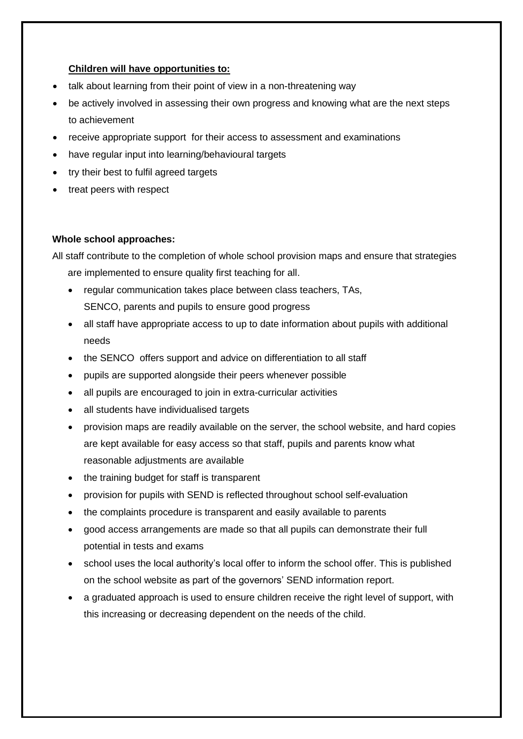**Children will have opportunities to:**

- talk about learning from their point of view in a non-threatening way
- be actively involved in assessing their own progress and knowing what are the next steps to achievement
- receive appropriate support for their access to assessment and examinations
- have regular input into learning/behavioural targets
- try their best to fulfil agreed targets
- treat peers with respect

**Whole school approaches:**

All staff contribute to the completion of whole school provision maps and ensure that strategies are implemented to ensure quality first teaching for all.

- regular communication takes place between class teachers, TAs, SENCO, parents and pupils to ensure good progress
- all staff have appropriate access to up to date information about pupils with additional needs
- the SENCO offers support and advice on differentiation to all staff
- pupils are supported alongside their peers whenever possible
- all pupils are encouraged to join in extra-curricular activities
- all students have individualised targets
- provision maps are readily available on the server, the school website, and hard copies are kept available for easy access so that staff, pupils and parents know what reasonable adjustments are available
- the training budget for staff is transparent
- provision for pupils with SEND is reflected throughout school self-evaluation
- the complaints procedure is transparent and easily available to parents
- good access arrangements are made so that all pupils can demonstrate their full potential in tests and exams
- school uses the local authority's local offer to inform the school offer. This is published on the school website as part of the governors' SEND information report.
- a graduated approach is used to ensure children receive the right level of support, with this increasing or decreasing dependent on the needs of the child.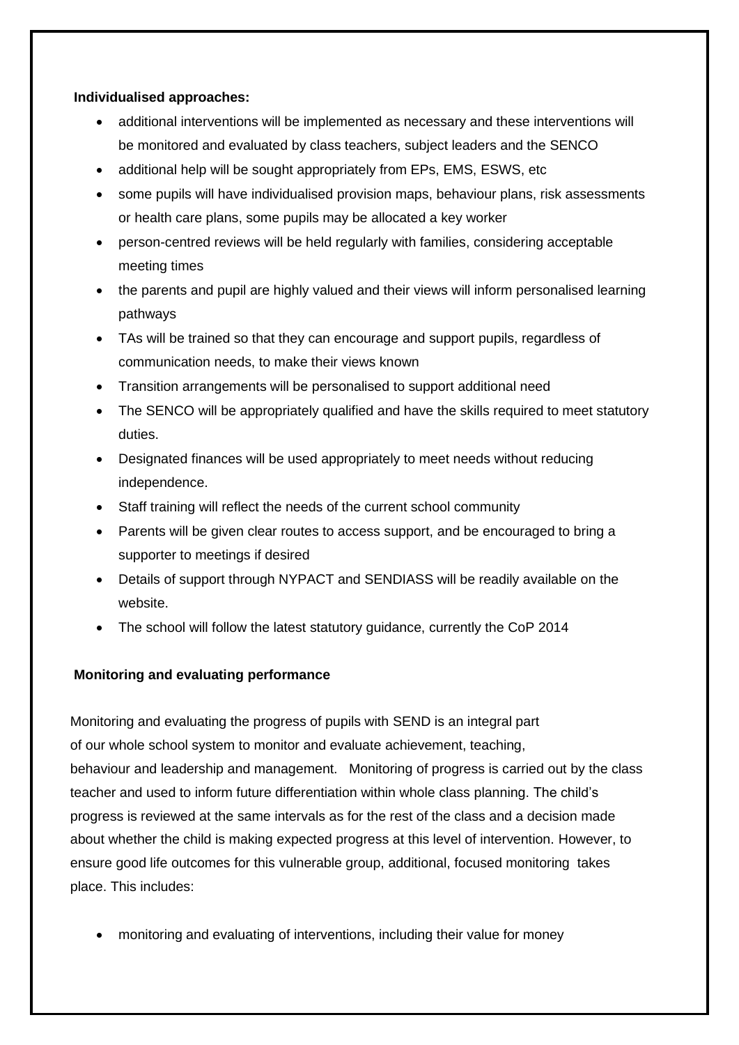**Individualised approaches:**

- additional interventions will be implemented as necessary and these interventions will be monitored and evaluated by class teachers, subject leaders and the SENCO
- additional help will be sought appropriately from EPs, EMS, ESWS, etc
- some pupils will have individualised provision maps, behaviour plans, risk assessments or health care plans, some pupils may be allocated a key worker
- person-centred reviews will be held regularly with families, considering acceptable meeting times
- the parents and pupil are highly valued and their views will inform personalised learning pathways
- TAs will be trained so that they can encourage and support pupils, regardless of communication needs, to make their views known
- Transition arrangements will be personalised to support additional need
- The SENCO will be appropriately qualified and have the skills required to meet statutory duties.
- Designated finances will be used appropriately to meet needs without reducing independence.
- Staff training will reflect the needs of the current school community
- Parents will be given clear routes to access support, and be encouraged to bring a supporter to meetings if desired
- Details of support through NYPACT and SENDIASS will be readily available on the website.
- The school will follow the latest statutory guidance, currently the CoP 2014

**Monitoring and evaluating performance**

Monitoring and evaluating the progress of pupils with SEND is an integral part of our whole school system to monitor and evaluate achievement, teaching, behaviour and leadership and management. Monitoring of progress is carried out by the class teacher and used to inform future differentiation within whole class planning. The child's progress is reviewed at the same intervals as for the rest of the class and a decision made about whether the child is making expected progress at this level of intervention. However, to ensure good life outcomes for this vulnerable group, additional, focused monitoring takes place. This includes:

- monitoring and evaluating of interventions, including their value for money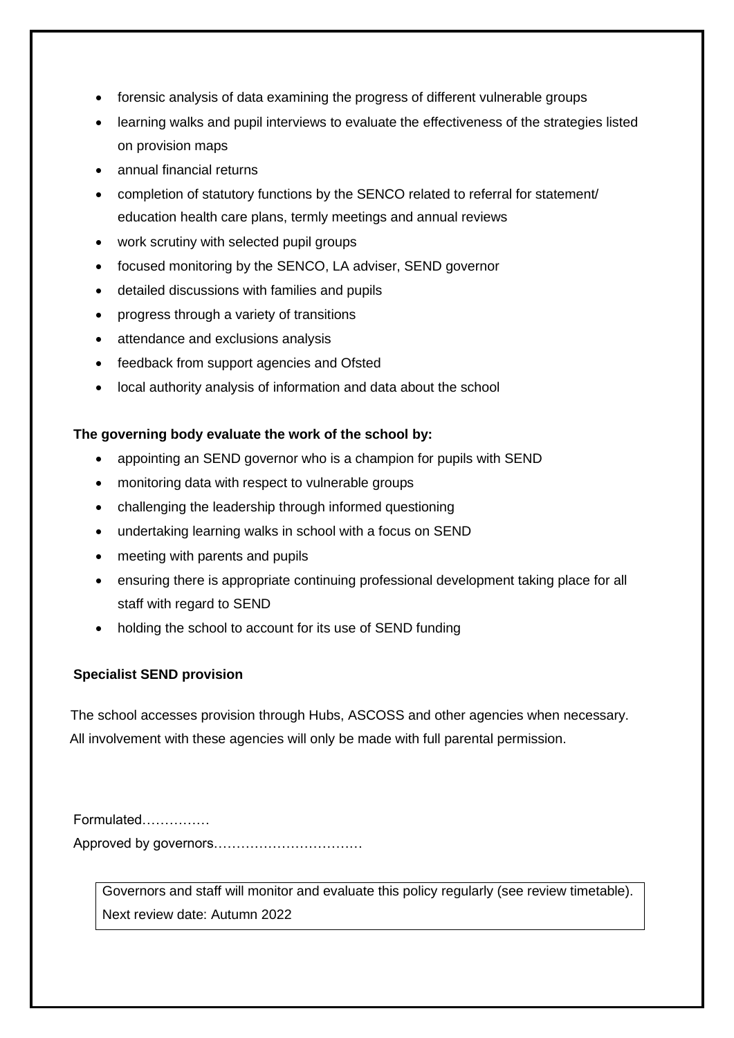- forensic analysis of data examining the progress of different vulnerable groups
- learning walks and pupil interviews to evaluate the effectiveness of the strategies listed on provision maps
- annual financial returns
- completion of statutory functions by the SENCO related to referral for statement/ education health care plans, termly meetings and annual reviews
- work scrutiny with selected pupil groups
- focused monitoring by the SENCO, LA adviser, SEND governor
- detailed discussions with families and pupils
- progress through a variety of transitions
- attendance and exclusions analysis
- feedback from support agencies and Ofsted
- local authority analysis of information and data about the school

**The governing body evaluate the work of the school by:**

- appointing an SEND governor who is a champion for pupils with SEND
- monitoring data with respect to vulnerable groups
- challenging the leadership through informed questioning
- undertaking learning walks in school with a focus on SEND
- meeting with parents and pupils
- ensuring there is appropriate continuing professional development taking place for all staff with regard to SEND
- holding the school to account for its use of SEND funding

**Specialist SEND provision**

The school accesses provision through Hubs, ASCOSS and other agencies when necessary. All involvement with these agencies will only be made with full parental permission.

Formulated……………

Approved by governors……………………………

Governors and staff will monitor and evaluate this policy regularly (see review timetable).
Next review date: Autumn 2022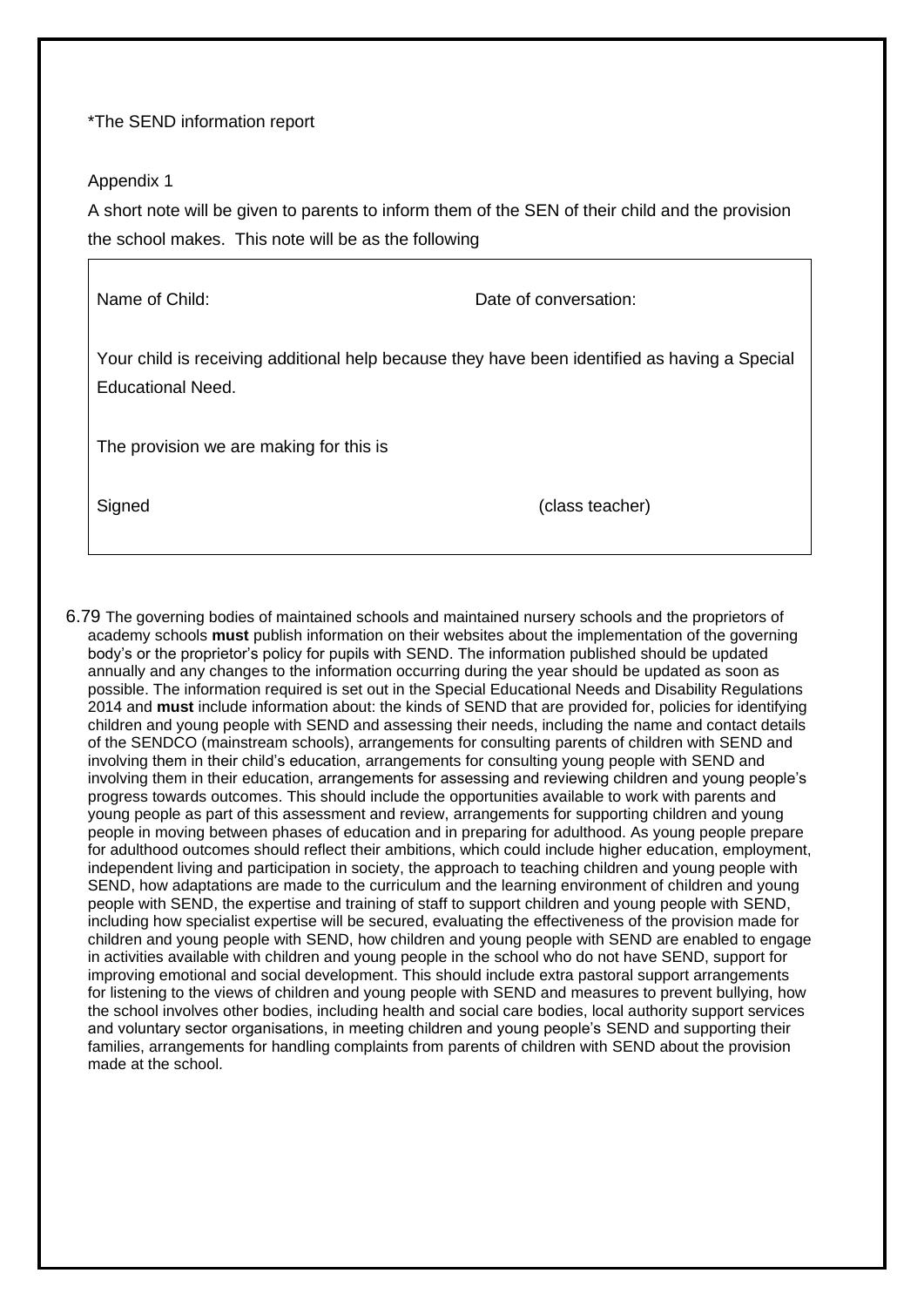*The SEND information report

Appendix 1

A short note will be given to parents to inform them of the SEN of their child and the provision the school makes. This note will be as the following

| | |
|---|---|
| Name of Child: | Date of conversation: |
| Your child is receiving additional help because they have been identified as having a Special Educational Need. | |
| The provision we are making for this is | |
| Signed | (class teacher) |

6.79 The governing bodies of maintained schools and maintained nursery schools and the proprietors of academy schools **must** publish information on their websites about the implementation of the governing body's or the proprietor's policy for pupils with SEND. The information published should be updated annually and any changes to the information occurring during the year should be updated as soon as possible. The information required is set out in the Special Educational Needs and Disability Regulations 2014 and **must** include information about: the kinds of SEND that are provided for, policies for identifying children and young people with SEND and assessing their needs, including the name and contact details of the SENDCO (mainstream schools), arrangements for consulting parents of children with SEND and involving them in their child's education, arrangements for consulting young people with SEND and involving them in their education, arrangements for assessing and reviewing children and young people's progress towards outcomes. This should include the opportunities available to work with parents and young people as part of this assessment and review, arrangements for supporting children and young people in moving between phases of education and in preparing for adulthood. As young people prepare for adulthood outcomes should reflect their ambitions, which could include higher education, employment, independent living and participation in society, the approach to teaching children and young people with SEND, how adaptations are made to the curriculum and the learning environment of children and young people with SEND, the expertise and training of staff to support children and young people with SEND, including how specialist expertise will be secured, evaluating the effectiveness of the provision made for children and young people with SEND, how children and young people with SEND are enabled to engage in activities available with children and young people in the school who do not have SEND, support for improving emotional and social development. This should include extra pastoral support arrangements for listening to the views of children and young people with SEND and measures to prevent bullying, how the school involves other bodies, including health and social care bodies, local authority support services and voluntary sector organisations, in meeting children and young people's SEND and supporting their families, arrangements for handling complaints from parents of children with SEND about the provision made at the school.